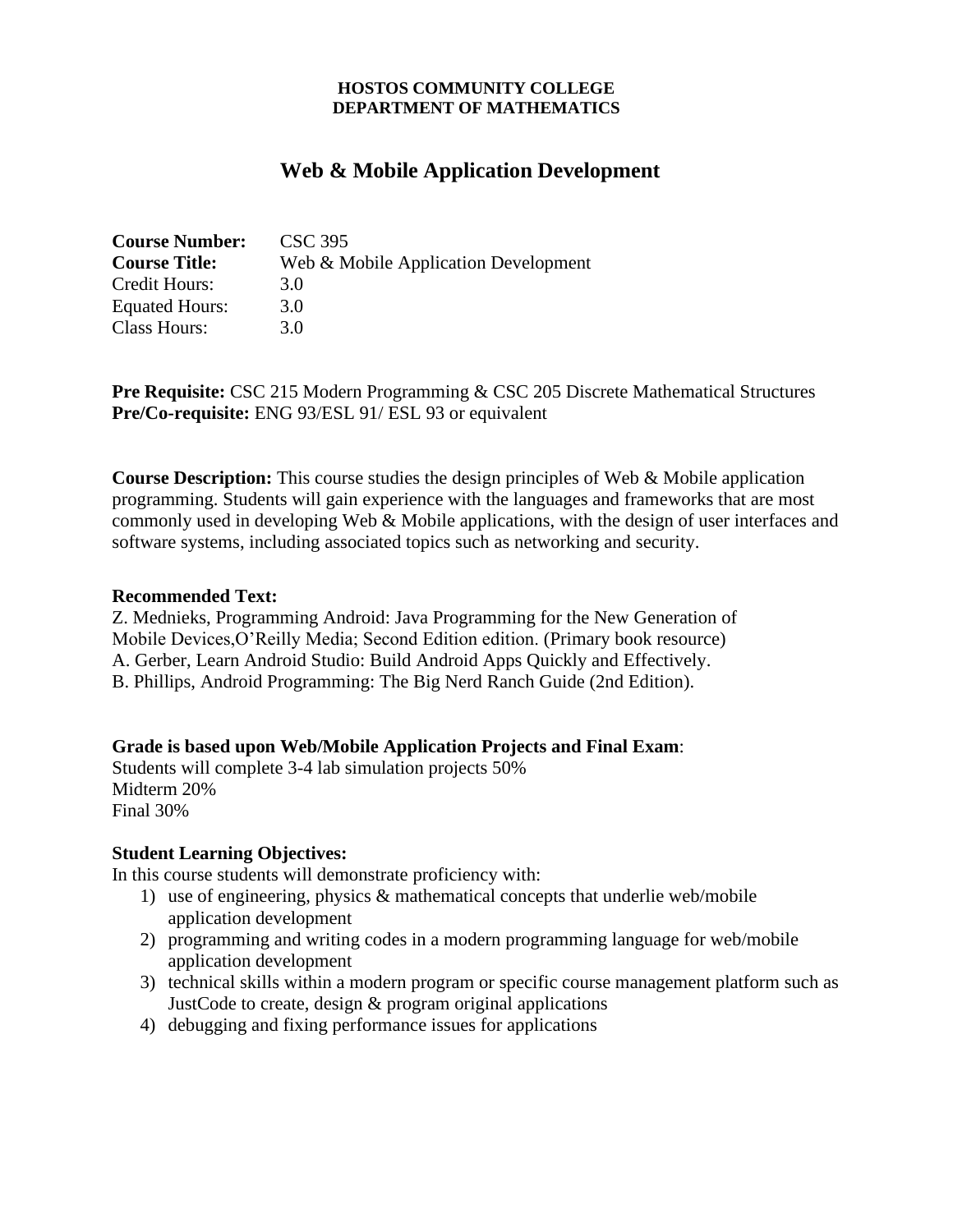**HOSTOS COMMUNITY COLLEGE**
**DEPARTMENT OF MATHEMATICS**

# Web & Mobile Application Development

**Course Number:** CSC 395
**Course Title:** Web & Mobile Application Development
Credit Hours: 3.0
Equated Hours: 3.0
Class Hours: 3.0

**Pre Requisite:** CSC 215 Modern Programming & CSC 205 Discrete Mathematical Structures
**Pre/Co-requisite:** ENG 93/ESL 91/ ESL 93 or equivalent

**Course Description:** This course studies the design principles of Web & Mobile application programming. Students will gain experience with the languages and frameworks that are most commonly used in developing Web & Mobile applications, with the design of user interfaces and software systems, including associated topics such as networking and security.

**Recommended Text:**
Z. Mednieks, Programming Android: Java Programming for the New Generation of Mobile Devices,O'Reilly Media; Second Edition edition. (Primary book resource)
A. Gerber, Learn Android Studio: Build Android Apps Quickly and Effectively.
B. Phillips, Android Programming: The Big Nerd Ranch Guide (2nd Edition).

**Grade is based upon Web/Mobile Application Projects and Final Exam**:
Students will complete 3-4 lab simulation projects 50%
Midterm 20%
Final 30%

**Student Learning Objectives:**
In this course students will demonstrate proficiency with:

1) use of engineering, physics & mathematical concepts that underlie web/mobile application development
2) programming and writing codes in a modern programming language for web/mobile application development
3) technical skills within a modern program or specific course management platform such as JustCode to create, design & program original applications
4) debugging and fixing performance issues for applications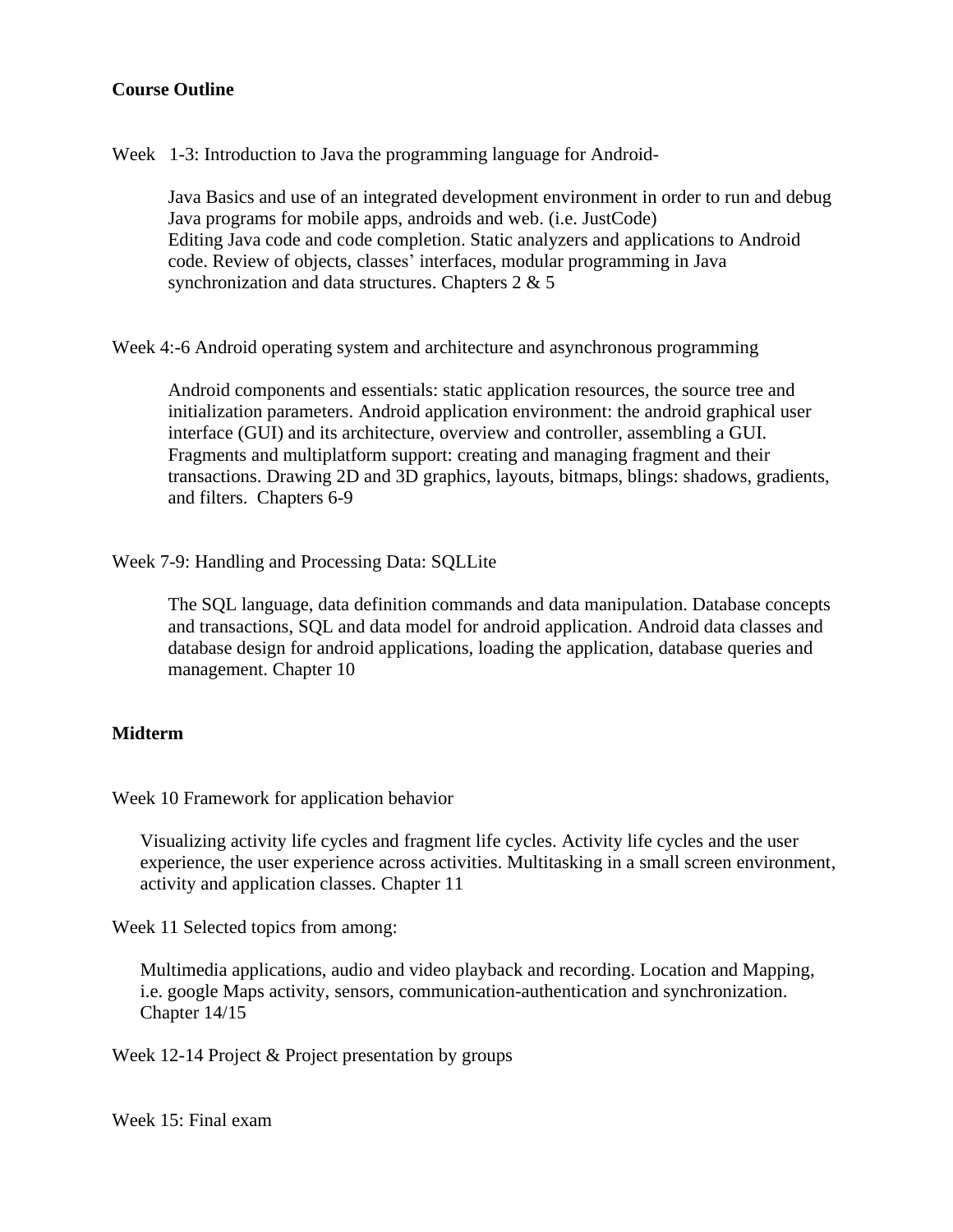**Course Outline**

Week 1-3: Introduction to Java the programming language for Android-

Java Basics and use of an integrated development environment in order to run and debug Java programs for mobile apps, androids and web. (i.e. JustCode)
Editing Java code and code completion. Static analyzers and applications to Android code. Review of objects, classes' interfaces, modular programming in Java synchronization and data structures. Chapters 2 & 5

Week 4:-6 Android operating system and architecture and asynchronous programming

Android components and essentials: static application resources, the source tree and initialization parameters. Android application environment: the android graphical user interface (GUI) and its architecture, overview and controller, assembling a GUI. Fragments and multiplatform support: creating and managing fragment and their transactions. Drawing 2D and 3D graphics, layouts, bitmaps, blings: shadows, gradients, and filters. Chapters 6-9

Week 7-9: Handling and Processing Data: SQLLite

The SQL language, data definition commands and data manipulation. Database concepts and transactions, SQL and data model for android application. Android data classes and database design for android applications, loading the application, database queries and management. Chapter 10

**Midterm**

Week 10 Framework for application behavior

Visualizing activity life cycles and fragment life cycles. Activity life cycles and the user experience, the user experience across activities. Multitasking in a small screen environment, activity and application classes. Chapter 11

Week 11 Selected topics from among:

Multimedia applications, audio and video playback and recording. Location and Mapping, i.e. google Maps activity, sensors, communication-authentication and synchronization. Chapter 14/15

Week 12-14 Project & Project presentation by groups

Week 15: Final exam